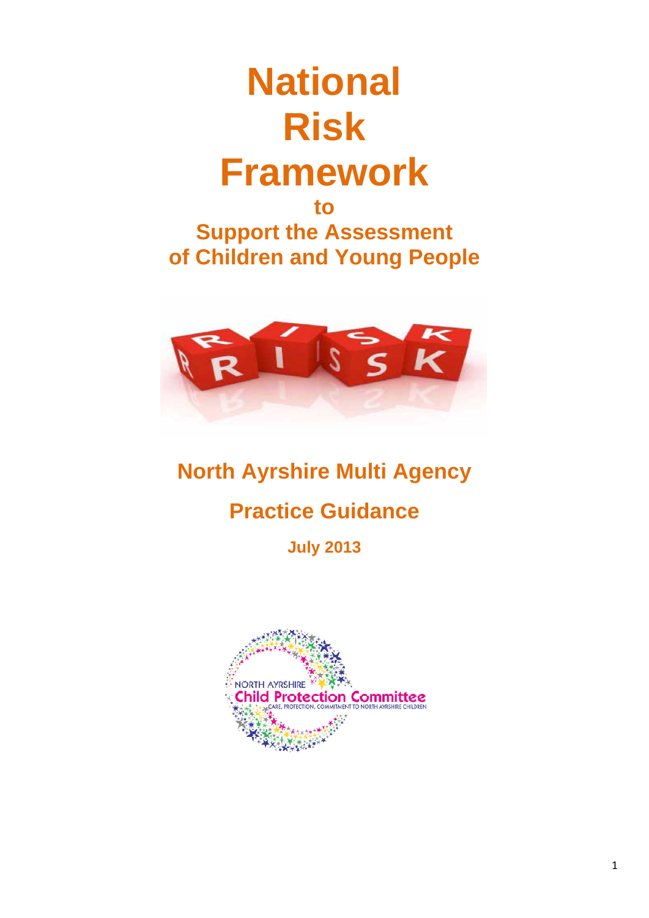# National Risk Framework

## to Support the Assessment of Children and Young People

## North Australian Multi Agency

## Practice Guidance

**July 2013**

# National Risk Framework

## to Support the Assessment of Children and Young People

## North Ayrshire Multi Agency

## Practice Guidance

**July 2013**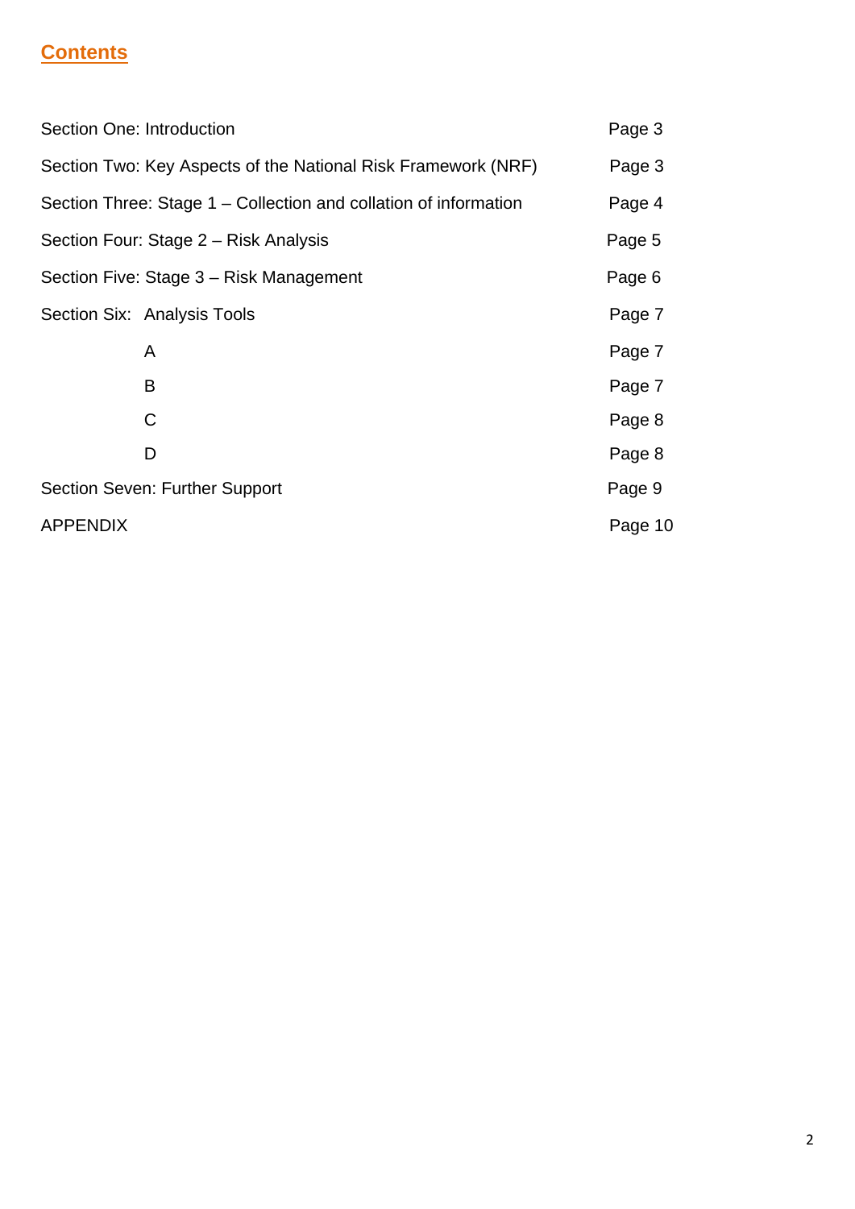## Contents

| | |
|---|---|
| Section One: Introduction | Page 3 |
| Section Two: Key Aspects of the National Risk Framework (NRF) | Page 3 |
| Section Three: Stage 1 – Collection and collation of information | Page 4 |
| Section Four: Stage 2 – Risk Analysis | Page 5 |
| Section Five: Stage 3 – Risk Management | Page 6 |
| Section Six: Analysis Tools | Page 7 |
| A | Page 7 |
| B | Page 7 |
| C | Page 8 |
| D | Page 8 |
| Section Seven: Further Support | Page 9 |
| APPENDIX | Page 10 |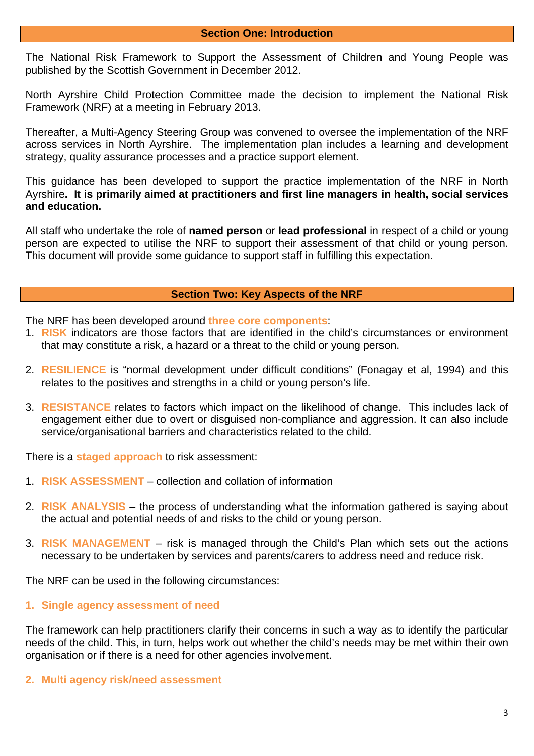## Section One: Introduction

The National Risk Framework to Support the Assessment of Children and Young People was published by the Scottish Government in December 2012.

North Ayrshire Child Protection Committee made the decision to implement the National Risk Framework (NRF) at a meeting in February 2013.

Thereafter, a Multi-Agency Steering Group was convened to oversee the implementation of the NRF across services in North Ayrshire. The implementation plan includes a learning and development strategy, quality assurance processes and a practice support element.

This guidance has been developed to support the practice implementation of the NRF in North Ayrshire**. It is primarily aimed at practitioners and first line managers in health, social services and education.**

All staff who undertake the role of **named person** or **lead professional** in respect of a child or young person are expected to utilise the NRF to support their assessment of that child or young person. This document will provide some guidance to support staff in fulfilling this expectation.

## Section Two: Key Aspects of the NRF

The NRF has been developed around **three core components**:

1. **RISK** indicators are those factors that are identified in the child's circumstances or environment that may constitute a risk, a hazard or a threat to the child or young person.

2. **RESILIENCE** is "normal development under difficult conditions" (Fonagay et al, 1994) and this relates to the positives and strengths in a child or young person's life.

3. **RESISTANCE** relates to factors which impact on the likelihood of change. This includes lack of engagement either due to overt or disguised non-compliance and aggression. It can also include service/organisational barriers and characteristics related to the child.

There is a **staged approach** to risk assessment:

1. **RISK ASSESSMENT** – collection and collation of information

2. **RISK ANALYSIS** – the process of understanding what the information gathered is saying about the actual and potential needs of and risks to the child or young person.

3. **RISK MANAGEMENT** – risk is managed through the Child's Plan which sets out the actions necessary to be undertaken by services and parents/carers to address need and reduce risk.

The NRF can be used in the following circumstances:

### 1. Single agency assessment of need

The framework can help practitioners clarify their concerns in such a way as to identify the particular needs of the child. This, in turn, helps work out whether the child's needs may be met within their own organisation or if there is a need for other agencies involvement.

### 2. Multi agency risk/need assessment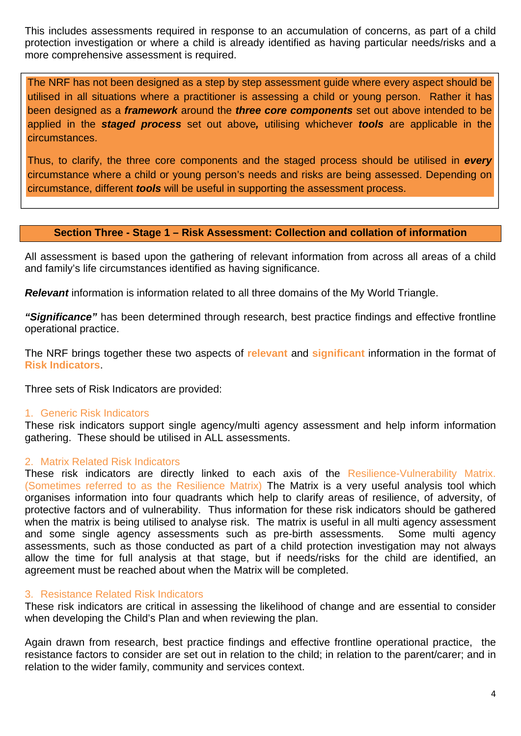This includes assessments required in response to an accumulation of concerns, as part of a child protection investigation or where a child is already identified as having particular needs/risks and a more comprehensive assessment is required.

> The NRF has not been designed as a step by step assessment guide where every aspect should be utilised in all situations where a practitioner is assessing a child or young person. Rather it has been designed as a ***framework*** around the ***three core components*** set out above intended to be applied in the ***staged process*** set out above***,*** utilising whichever ***tools*** are applicable in the circumstances.
>
> Thus, to clarify, the three core components and the staged process should be utilised in ***every*** circumstance where a child or young person's needs and risks are being assessed. Depending on circumstance, different ***tools*** will be useful in supporting the assessment process.

## Section Three - Stage 1 – Risk Assessment: Collection and collation of information

All assessment is based upon the gathering of relevant information from across all areas of a child and family's life circumstances identified as having significance.

***Relevant*** information is information related to all three domains of the My World Triangle.

***"Significance"*** has been determined through research, best practice findings and effective frontline operational practice.

The NRF brings together these two aspects of **relevant** and **significant** information in the format of **Risk Indicators**.

Three sets of Risk Indicators are provided:

1. Generic Risk Indicators

These risk indicators support single agency/multi agency assessment and help inform information gathering. These should be utilised in ALL assessments.

2. Matrix Related Risk Indicators

These risk indicators are directly linked to each axis of the Resilience-Vulnerability Matrix. (Sometimes referred to as the Resilience Matrix) The Matrix is a very useful analysis tool which organises information into four quadrants which help to clarify areas of resilience, of adversity, of protective factors and of vulnerability. Thus information for these risk indicators should be gathered when the matrix is being utilised to analyse risk. The matrix is useful in all multi agency assessment and some single agency assessments such as pre-birth assessments. Some multi agency assessments, such as those conducted as part of a child protection investigation may not always allow the time for full analysis at that stage, but if needs/risks for the child are identified, an agreement must be reached about when the Matrix will be completed.

3. Resistance Related Risk Indicators

These risk indicators are critical in assessing the likelihood of change and are essential to consider when developing the Child's Plan and when reviewing the plan.

Again drawn from research, best practice findings and effective frontline operational practice, the resistance factors to consider are set out in relation to the child; in relation to the parent/carer; and in relation to the wider family, community and services context.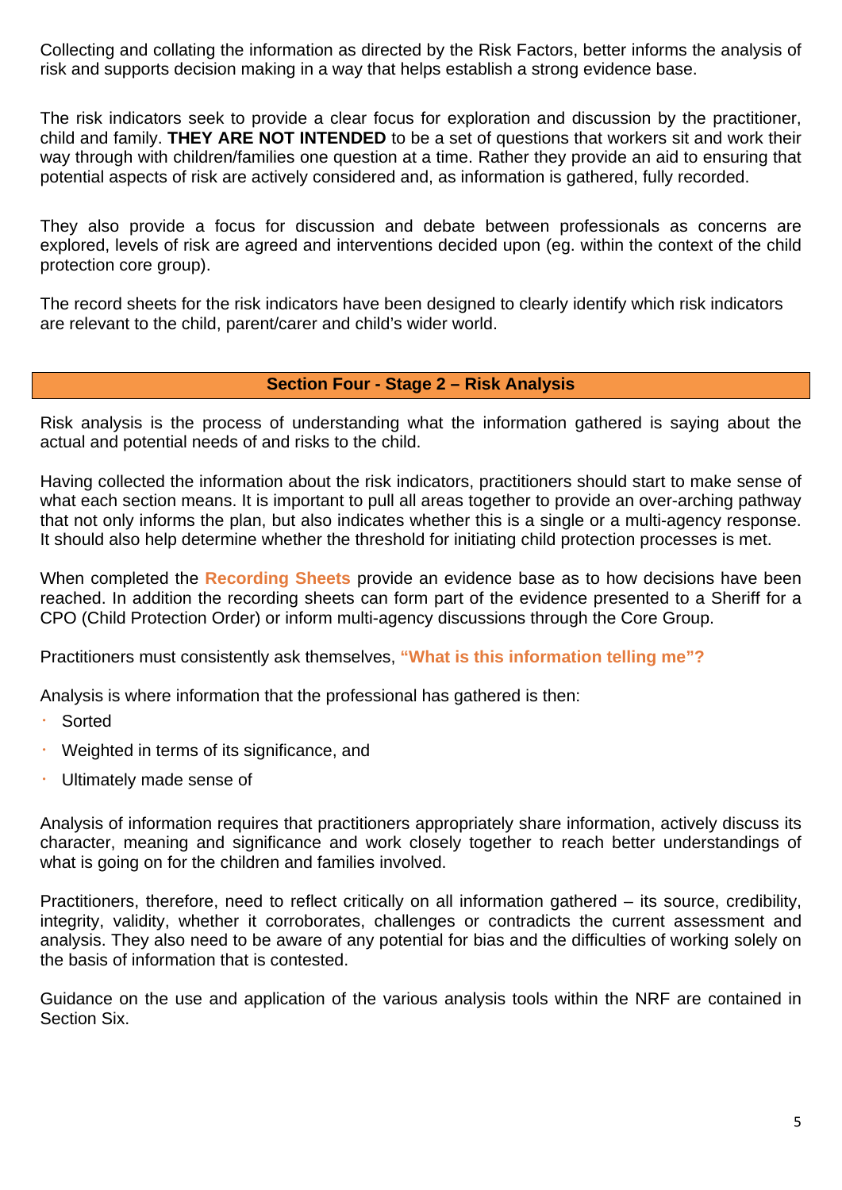Collecting and collating the information as directed by the Risk Factors, better informs the analysis of risk and supports decision making in a way that helps establish a strong evidence base.

The risk indicators seek to provide a clear focus for exploration and discussion by the practitioner, child and family. **THEY ARE NOT INTENDED** to be a set of questions that workers sit and work their way through with children/families one question at a time. Rather they provide an aid to ensuring that potential aspects of risk are actively considered and, as information is gathered, fully recorded.

They also provide a focus for discussion and debate between professionals as concerns are explored, levels of risk are agreed and interventions decided upon (eg. within the context of the child protection core group).

The record sheets for the risk indicators have been designed to clearly identify which risk indicators are relevant to the child, parent/carer and child's wider world.

## Section Four - Stage 2 – Risk Analysis

Risk analysis is the process of understanding what the information gathered is saying about the actual and potential needs of and risks to the child.

Having collected the information about the risk indicators, practitioners should start to make sense of what each section means. It is important to pull all areas together to provide an over-arching pathway that not only informs the plan, but also indicates whether this is a single or a multi-agency response. It should also help determine whether the threshold for initiating child protection processes is met.

When completed the **Recording Sheets** provide an evidence base as to how decisions have been reached. In addition the recording sheets can form part of the evidence presented to a Sheriff for a CPO (Child Protection Order) or inform multi-agency discussions through the Core Group.

Practitioners must consistently ask themselves, **"What is this information telling me"?**

Analysis is where information that the professional has gathered is then:

- Sorted
- Weighted in terms of its significance, and
- Ultimately made sense of

Analysis of information requires that practitioners appropriately share information, actively discuss its character, meaning and significance and work closely together to reach better understandings of what is going on for the children and families involved.

Practitioners, therefore, need to reflect critically on all information gathered – its source, credibility, integrity, validity, whether it corroborates, challenges or contradicts the current assessment and analysis. They also need to be aware of any potential for bias and the difficulties of working solely on the basis of information that is contested.

Guidance on the use and application of the various analysis tools within the NRF are contained in Section Six.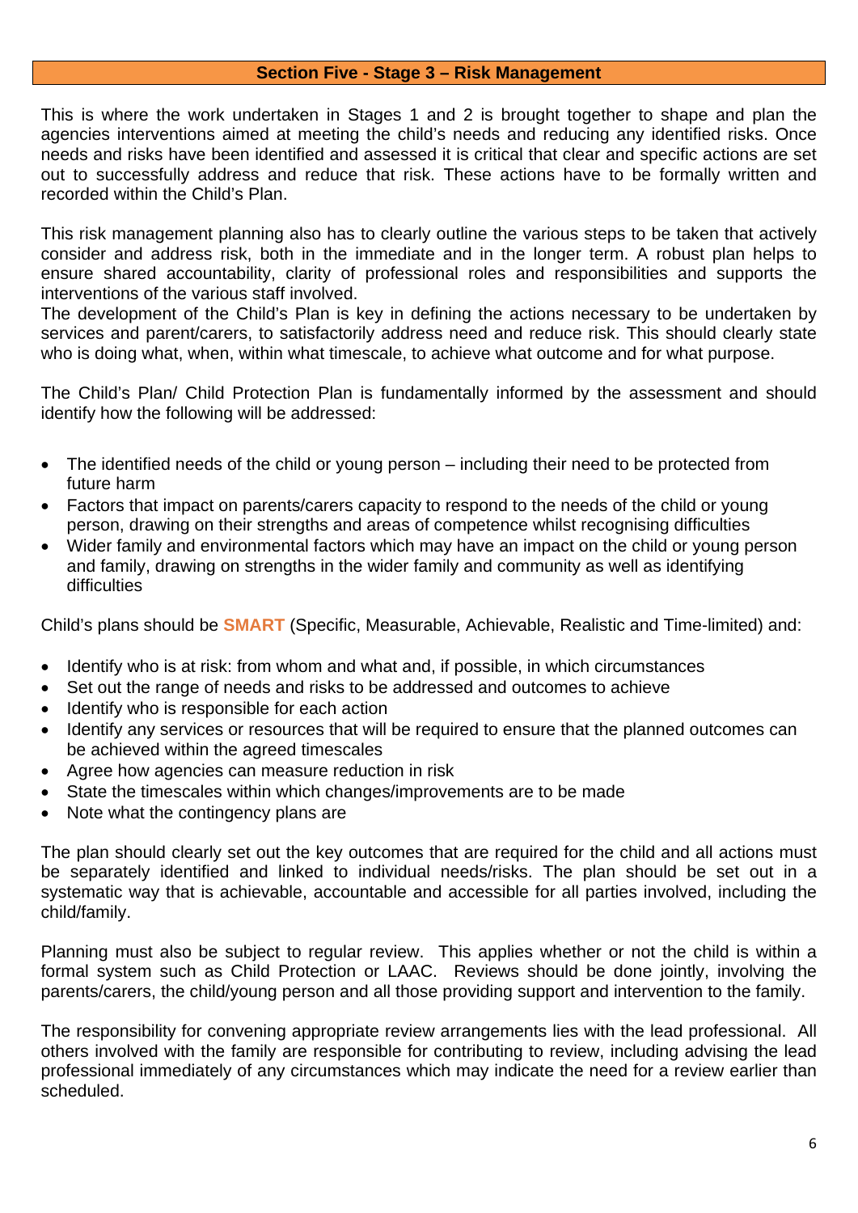## Section Five - Stage 3 – Risk Management

This is where the work undertaken in Stages 1 and 2 is brought together to shape and plan the agencies interventions aimed at meeting the child's needs and reducing any identified risks. Once needs and risks have been identified and assessed it is critical that clear and specific actions are set out to successfully address and reduce that risk. These actions have to be formally written and recorded within the Child's Plan.

This risk management planning also has to clearly outline the various steps to be taken that actively consider and address risk, both in the immediate and in the longer term. A robust plan helps to ensure shared accountability, clarity of professional roles and responsibilities and supports the interventions of the various staff involved.
The development of the Child's Plan is key in defining the actions necessary to be undertaken by services and parent/carers, to satisfactorily address need and reduce risk. This should clearly state who is doing what, when, within what timescale, to achieve what outcome and for what purpose.

The Child's Plan/ Child Protection Plan is fundamentally informed by the assessment and should identify how the following will be addressed:

- The identified needs of the child or young person – including their need to be protected from future harm
- Factors that impact on parents/carers capacity to respond to the needs of the child or young person, drawing on their strengths and areas of competence whilst recognising difficulties
- Wider family and environmental factors which may have an impact on the child or young person and family, drawing on strengths in the wider family and community as well as identifying difficulties

Child's plans should be **SMART** (Specific, Measurable, Achievable, Realistic and Time-limited) and:

- Identify who is at risk: from whom and what and, if possible, in which circumstances
- Set out the range of needs and risks to be addressed and outcomes to achieve
- Identify who is responsible for each action
- Identify any services or resources that will be required to ensure that the planned outcomes can be achieved within the agreed timescales
- Agree how agencies can measure reduction in risk
- State the timescales within which changes/improvements are to be made
- Note what the contingency plans are

The plan should clearly set out the key outcomes that are required for the child and all actions must be separately identified and linked to individual needs/risks. The plan should be set out in a systematic way that is achievable, accountable and accessible for all parties involved, including the child/family.

Planning must also be subject to regular review. This applies whether or not the child is within a formal system such as Child Protection or LAAC. Reviews should be done jointly, involving the parents/carers, the child/young person and all those providing support and intervention to the family.

The responsibility for convening appropriate review arrangements lies with the lead professional. All others involved with the family are responsible for contributing to review, including advising the lead professional immediately of any circumstances which may indicate the need for a review earlier than scheduled.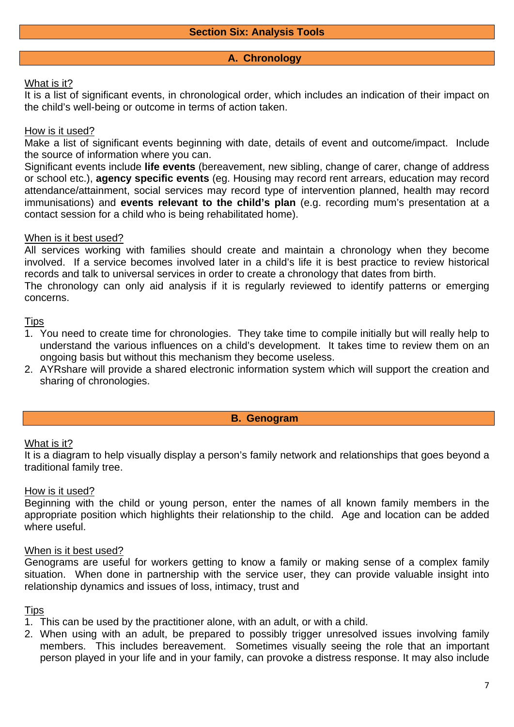# Section Six: Analysis Tools

## A. Chronology

What is it?

It is a list of significant events, in chronological order, which includes an indication of their impact on the child's well-being or outcome in terms of action taken.

How is it used?

Make a list of significant events beginning with date, details of event and outcome/impact. Include the source of information where you can.

Significant events include **life events** (bereavement, new sibling, change of carer, change of address or school etc.), **agency specific events** (eg. Housing may record rent arrears, education may record attendance/attainment, social services may record type of intervention planned, health may record immunisations) and **events relevant to the child's plan** (e.g. recording mum's presentation at a contact session for a child who is being rehabilitated home).

When is it best used?

All services working with families should create and maintain a chronology when they become involved. If a service becomes involved later in a child's life it is best practice to review historical records and talk to universal services in order to create a chronology that dates from birth.

The chronology can only aid analysis if it is regularly reviewed to identify patterns or emerging concerns.

Tips

1. You need to create time for chronologies. They take time to compile initially but will really help to understand the various influences on a child's development. It takes time to review them on an ongoing basis but without this mechanism they become useless.
2. AYRshare will provide a shared electronic information system which will support the creation and sharing of chronologies.

## B. Genogram

What is it?

It is a diagram to help visually display a person's family network and relationships that goes beyond a traditional family tree.

How is it used?

Beginning with the child or young person, enter the names of all known family members in the appropriate position which highlights their relationship to the child. Age and location can be added where useful.

When is it best used?

Genograms are useful for workers getting to know a family or making sense of a complex family situation. When done in partnership with the service user, they can provide valuable insight into relationship dynamics and issues of loss, intimacy, trust and

Tips

1. This can be used by the practitioner alone, with an adult, or with a child.
2. When using with an adult, be prepared to possibly trigger unresolved issues involving family members. This includes bereavement. Sometimes visually seeing the role that an important person played in your life and in your family, can provoke a distress response. It may also include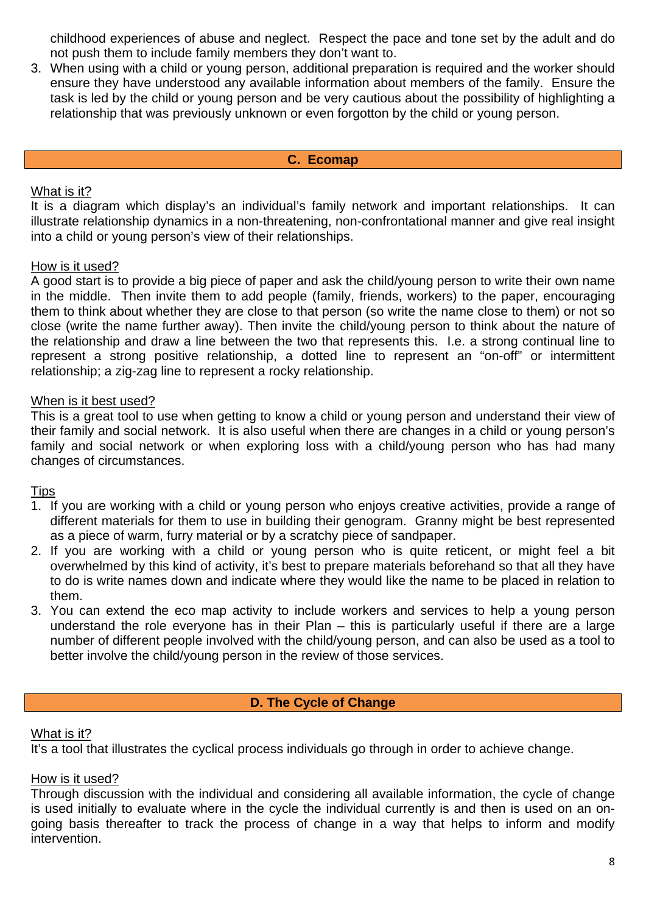childhood experiences of abuse and neglect. Respect the pace and tone set by the adult and do not push them to include family members they don't want to.

3. When using with a child or young person, additional preparation is required and the worker should ensure they have understood any available information about members of the family. Ensure the task is led by the child or young person and be very cautious about the possibility of highlighting a relationship that was previously unknown or even forgotton by the child or young person.

## C. Ecomap

What is it?
It is a diagram which display's an individual's family network and important relationships. It can illustrate relationship dynamics in a non-threatening, non-confrontational manner and give real insight into a child or young person's view of their relationships.

How is it used?
A good start is to provide a big piece of paper and ask the child/young person to write their own name in the middle. Then invite them to add people (family, friends, workers) to the paper, encouraging them to think about whether they are close to that person (so write the name close to them) or not so close (write the name further away). Then invite the child/young person to think about the nature of the relationship and draw a line between the two that represents this. I.e. a strong continual line to represent a strong positive relationship, a dotted line to represent an "on-off" or intermittent relationship; a zig-zag line to represent a rocky relationship.

When is it best used?
This is a great tool to use when getting to know a child or young person and understand their view of their family and social network. It is also useful when there are changes in a child or young person's family and social network or when exploring loss with a child/young person who has had many changes of circumstances.

Tips

1. If you are working with a child or young person who enjoys creative activities, provide a range of different materials for them to use in building their genogram. Granny might be best represented as a piece of warm, furry material or by a scratchy piece of sandpaper.
2. If you are working with a child or young person who is quite reticent, or might feel a bit overwhelmed by this kind of activity, it's best to prepare materials beforehand so that all they have to do is write names down and indicate where they would like the name to be placed in relation to them.
3. You can extend the eco map activity to include workers and services to help a young person understand the role everyone has in their Plan – this is particularly useful if there are a large number of different people involved with the child/young person, and can also be used as a tool to better involve the child/young person in the review of those services.

## D. The Cycle of Change

What is it?
It's a tool that illustrates the cyclical process individuals go through in order to achieve change.

How is it used?
Through discussion with the individual and considering all available information, the cycle of change is used initially to evaluate where in the cycle the individual currently is and then is used on an on-going basis thereafter to track the process of change in a way that helps to inform and modify intervention.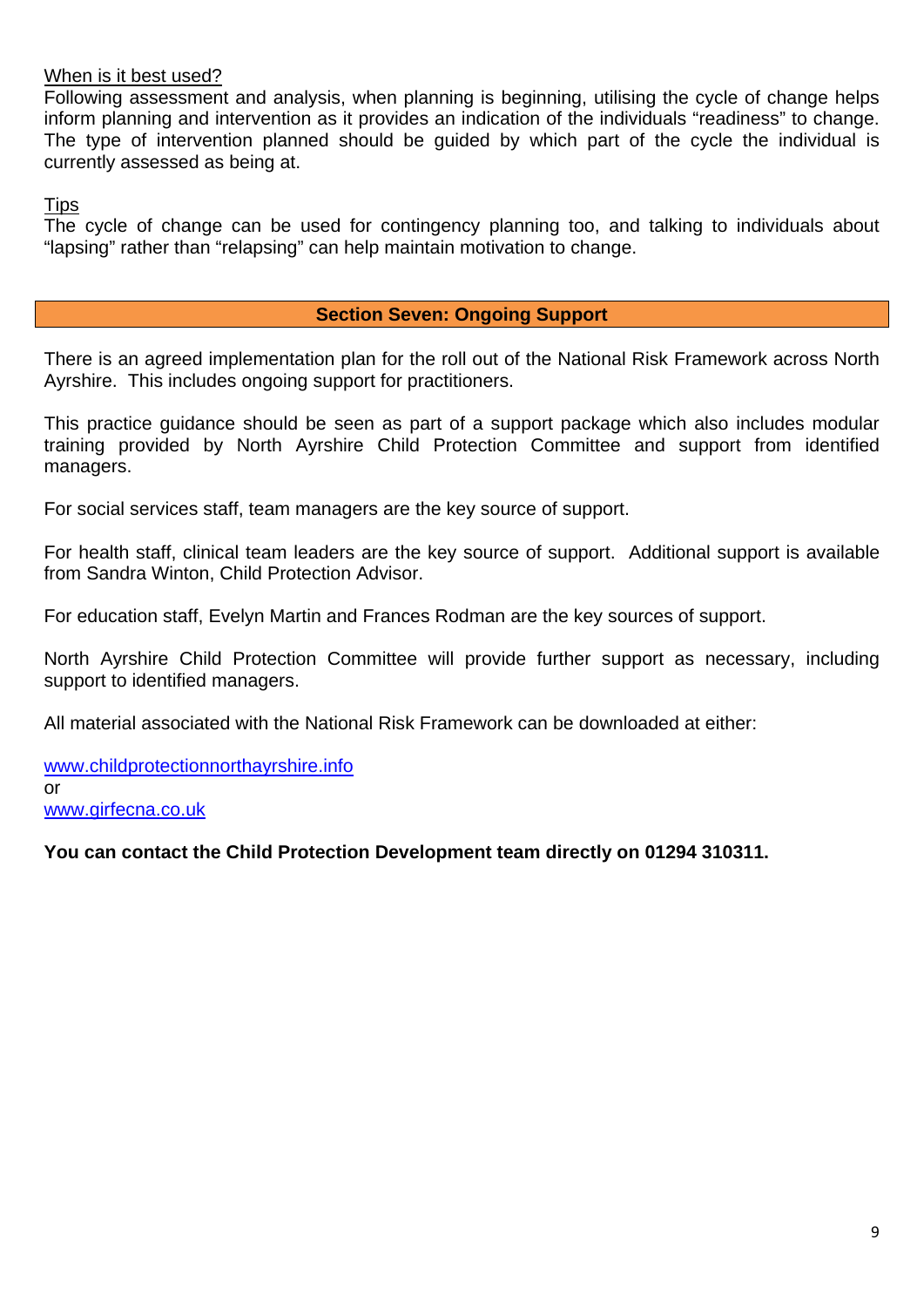When is it best used?

Following assessment and analysis, when planning is beginning, utilising the cycle of change helps inform planning and intervention as it provides an indication of the individuals "readiness" to change. The type of intervention planned should be guided by which part of the cycle the individual is currently assessed as being at.

Tips

The cycle of change can be used for contingency planning too, and talking to individuals about "lapsing" rather than "relapsing" can help maintain motivation to change.

## Section Seven: Ongoing Support

There is an agreed implementation plan for the roll out of the National Risk Framework across North Ayrshire. This includes ongoing support for practitioners.

This practice guidance should be seen as part of a support package which also includes modular training provided by North Ayrshire Child Protection Committee and support from identified managers.

For social services staff, team managers are the key source of support.

For health staff, clinical team leaders are the key source of support. Additional support is available from Sandra Winton, Child Protection Advisor.

For education staff, Evelyn Martin and Frances Rodman are the key sources of support.

North Ayrshire Child Protection Committee will provide further support as necessary, including support to identified managers.

All material associated with the National Risk Framework can be downloaded at either:

www.childprotectionnorthayrshire.info
or
www.girfecna.co.uk

**You can contact the Child Protection Development team directly on 01294 310311.**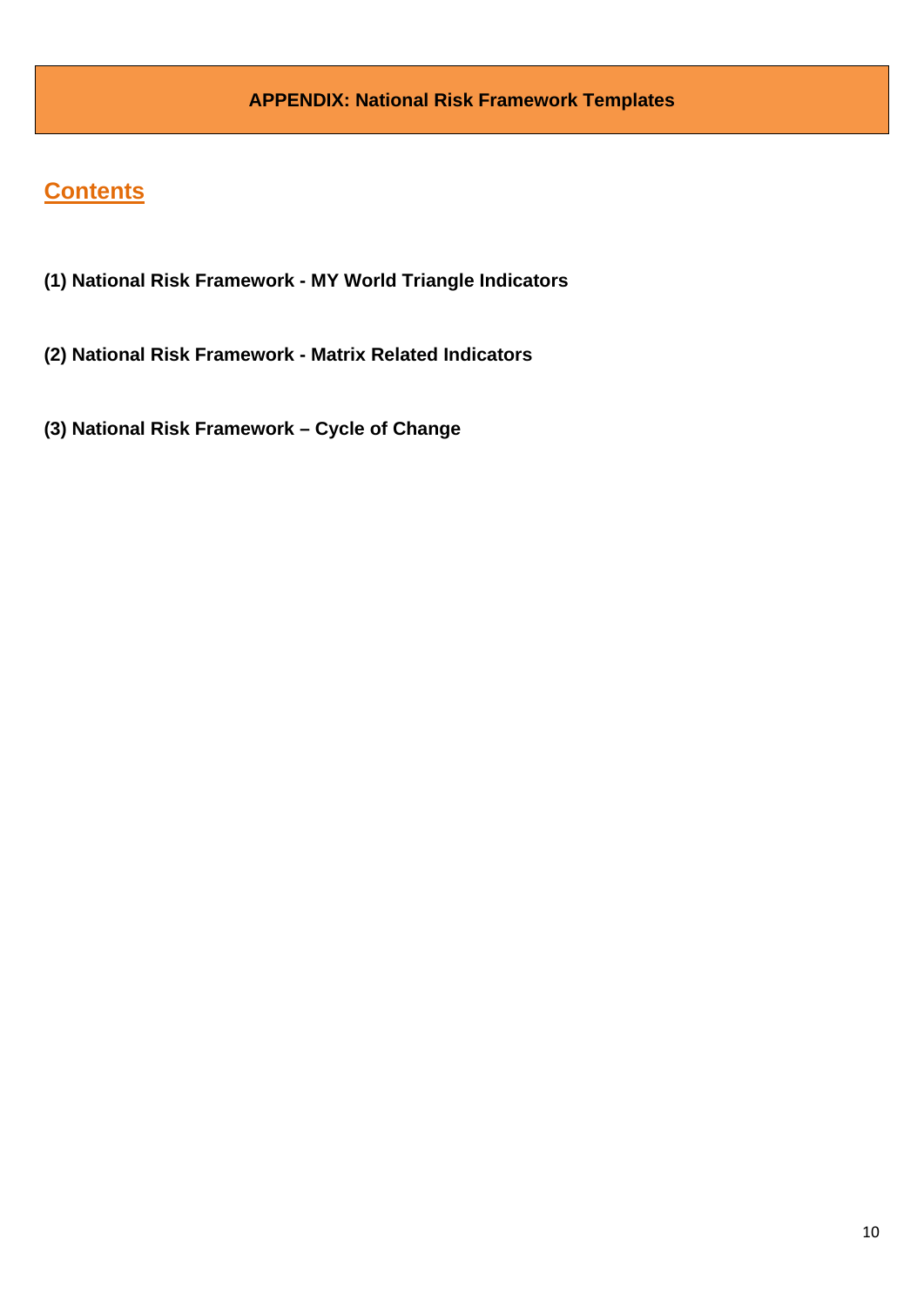# APPENDIX: National Risk Framework Templates

## Contents

**(1) National Risk Framework - MY World Triangle Indicators**

**(2) National Risk Framework - Matrix Related Indicators**

**(3) National Risk Framework – Cycle of Change**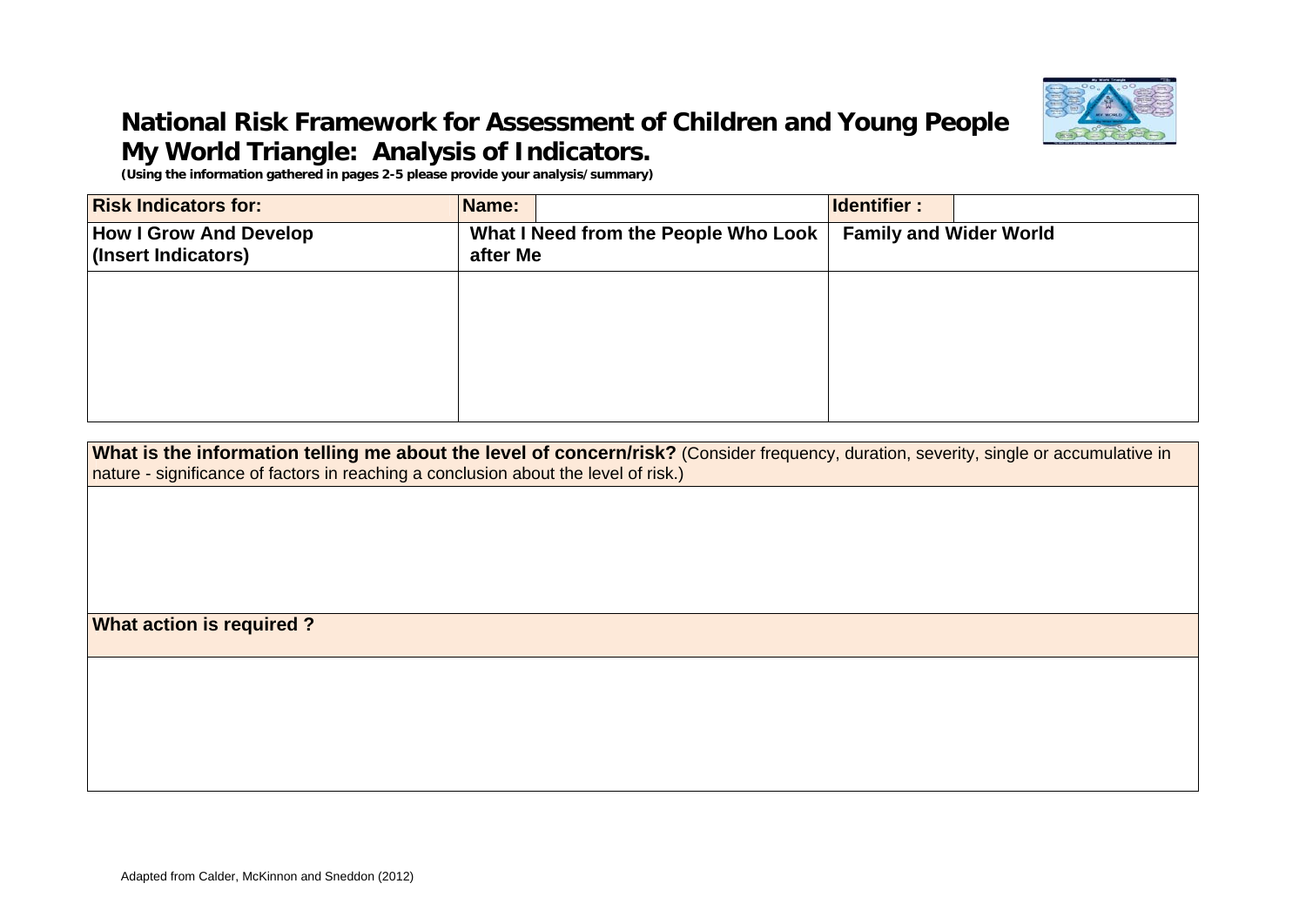# National Risk Framework for Assessment of Children and Young People

## My World Triangle: Analysis of Indicators.

***(Using the information gathered in pages 2-5 please provide your analysis/summary)***

| **Risk Indicators for:** | **Name:** | | **Identifier :** | |
|---|---|---|---|---|
| **How I Grow And Develop (Insert Indicators)** | **What I Need from the People Who Look after Me** | | **Family and Wider World** | |
| | | | | |

| **What is the information telling me about the level of concern/risk?** (Consider frequency, duration, severity, single or accumulative in nature - significance of factors in reaching a conclusion about the level of risk.) |
|---|
| |
| **What action is required ?** |
| |

Adapted from Calder, McKinnon and Sneddon (2012)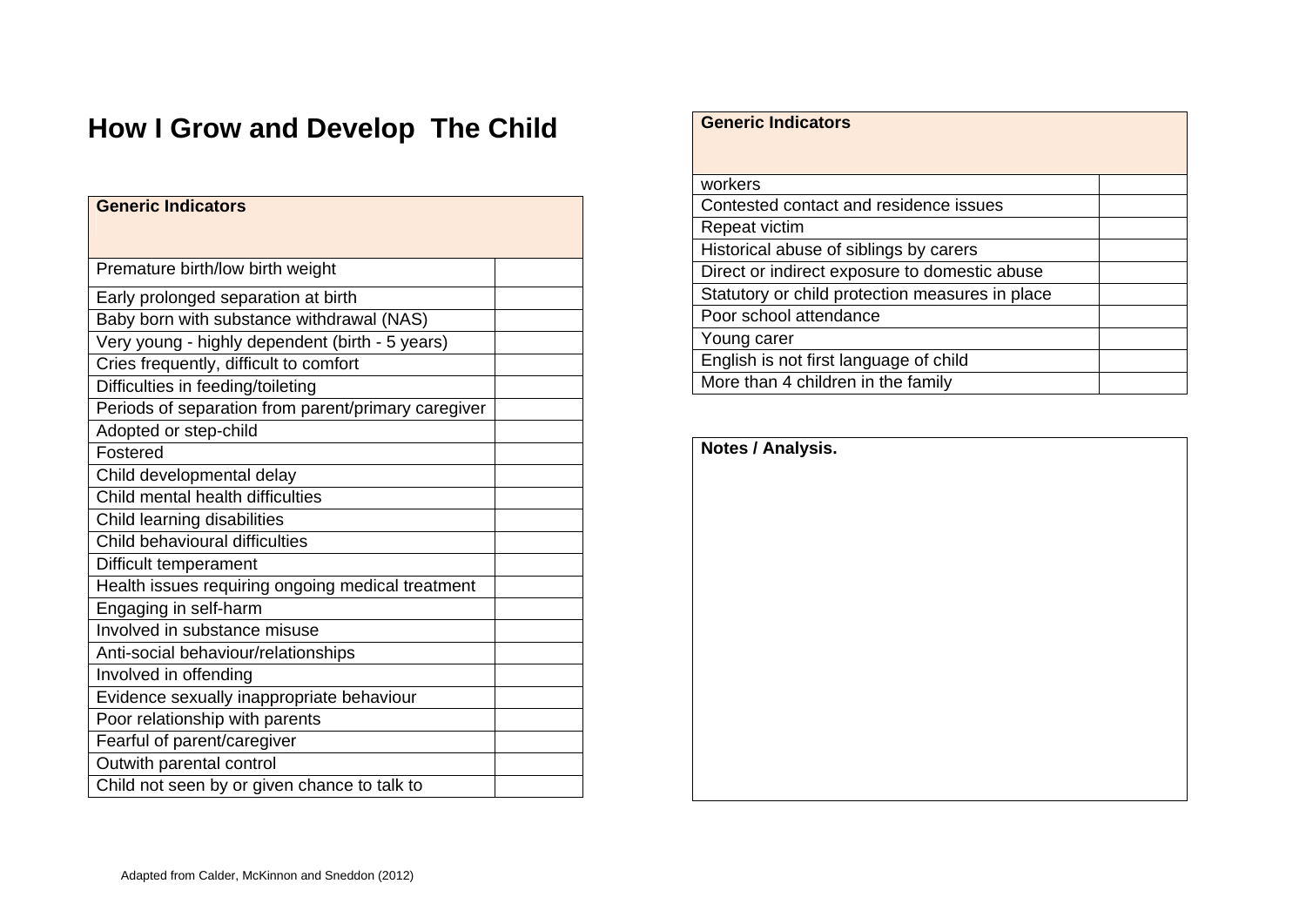# How I Grow and Develop The Child

| Generic Indicators | |
|---|---|
| Premature birth/low birth weight | |
| Early prolonged separation at birth | |
| Baby born with substance withdrawal (NAS) | |
| Very young - highly dependent (birth - 5 years) | |
| Cries frequently, difficult to comfort | |
| Difficulties in feeding/toileting | |
| Periods of separation from parent/primary caregiver | |
| Adopted or step-child | |
| Fostered | |
| Child developmental delay | |
| Child mental health difficulties | |
| Child learning disabilities | |
| Child behavioural difficulties | |
| Difficult temperament | |
| Health issues requiring ongoing medical treatment | |
| Engaging in self-harm | |
| Involved in substance misuse | |
| Anti-social behaviour/relationships | |
| Involved in offending | |
| Evidence sexually inappropriate behaviour | |
| Poor relationship with parents | |
| Fearful of parent/caregiver | |
| Outwith parental control | |
| Child not seen by or given chance to talk to workers | |
| Contested contact and residence issues | |
| Repeat victim | |
| Historical abuse of siblings by carers | |
| Direct or indirect exposure to domestic abuse | |
| Statutory or child protection measures in place | |
| Poor school attendance | |
| Young carer | |
| English is not first language of child | |
| More than 4 children in the family | |

| Notes / Analysis. |
|---|
| |

Adapted from Calder, McKinnon and Sneddon (2012)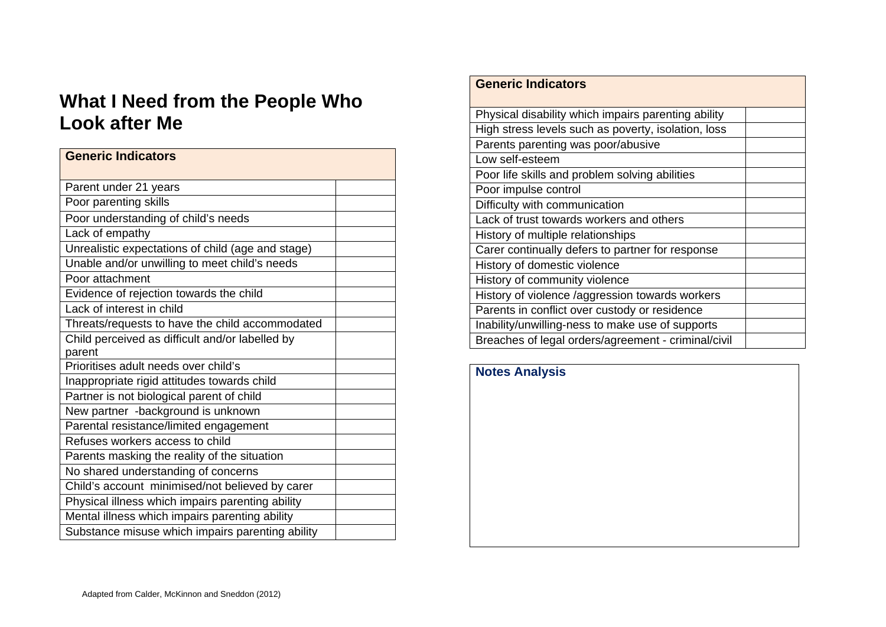# What I Need from the People Who Look after Me

| Generic Indicators | |
|---|---|
| Parent under 21 years | |
| Poor parenting skills | |
| Poor understanding of child's needs | |
| Lack of empathy | |
| Unrealistic expectations of child (age and stage) | |
| Unable and/or unwilling to meet child's needs | |
| Poor attachment | |
| Evidence of rejection towards the child | |
| Lack of interest in child | |
| Threats/requests to have the child accommodated | |
| Child perceived as difficult and/or labelled by parent | |
| Prioritises adult needs over child's | |
| Inappropriate rigid attitudes towards child | |
| Partner is not biological parent of child | |
| New partner -background is unknown | |
| Parental resistance/limited engagement | |
| Refuses workers access to child | |
| Parents masking the reality of the situation | |
| No shared understanding of concerns | |
| Child's account minimised/not believed by carer | |
| Physical illness which impairs parenting ability | |
| Mental illness which impairs parenting ability | |
| Substance misuse which impairs parenting ability | |

| Generic Indicators | |
|---|---|
| Physical disability which impairs parenting ability | |
| High stress levels such as poverty, isolation, loss | |
| Parents parenting was poor/abusive | |
| Low self-esteem | |
| Poor life skills and problem solving abilities | |
| Poor impulse control | |
| Difficulty with communication | |
| Lack of trust towards workers and others | |
| History of multiple relationships | |
| Carer continually defers to partner for response | |
| History of domestic violence | |
| History of community violence | |
| History of violence /aggression towards workers | |
| Parents in conflict over custody or residence | |
| Inability/unwilling-ness to make use of supports | |
| Breaches of legal orders/agreement - criminal/civil | |

| Notes Analysis |
|---|
| |

Adapted from Calder, McKinnon and Sneddon (2012)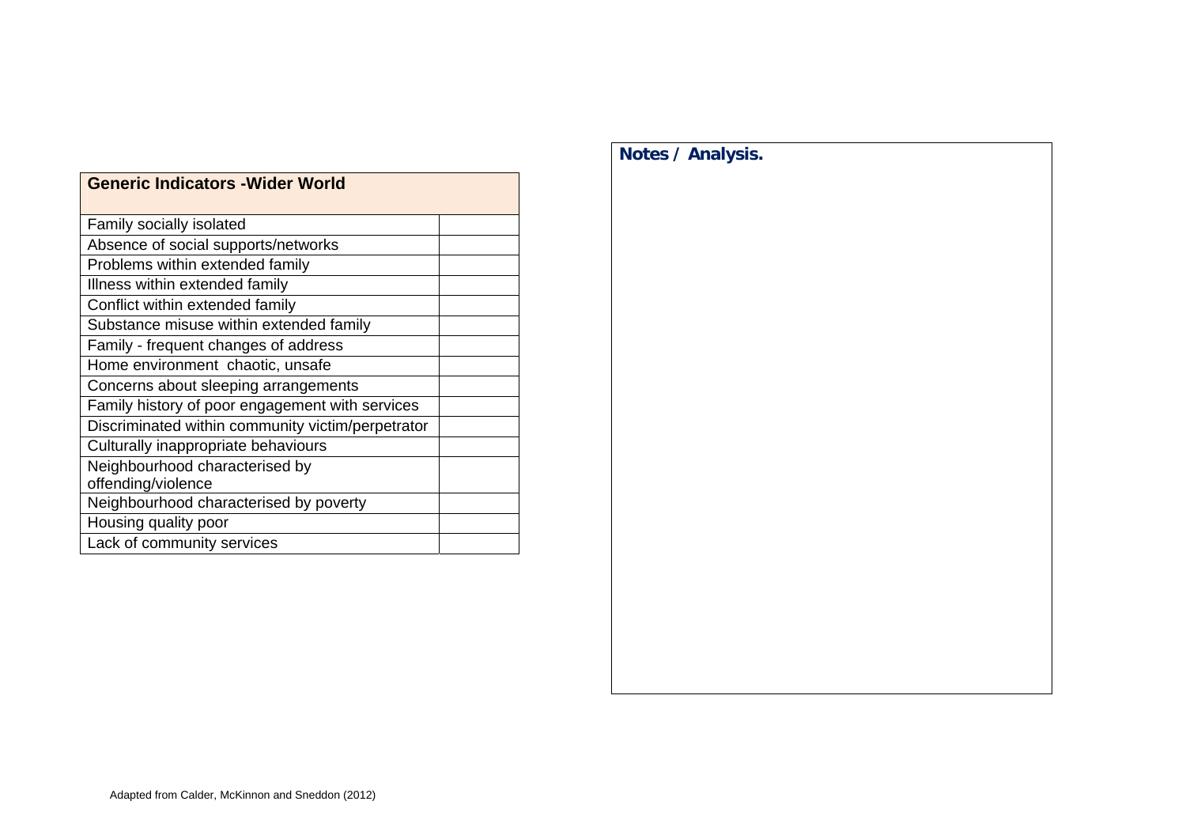| Generic Indicators -Wider World | |
| --- | --- |
| Family socially isolated | |
| Absence of social supports/networks | |
| Problems within extended family | |
| Illness within extended family | |
| Conflict within extended family | |
| Substance misuse within extended family | |
| Family - frequent changes of address | |
| Home environment chaotic, unsafe | |
| Concerns about sleeping arrangements | |
| Family history of poor engagement with services | |
| Discriminated within community victim/perpetrator | |
| Culturally inappropriate behaviours | |
| Neighbourhood characterised by offending/violence | |
| Neighbourhood characterised by poverty | |
| Housing quality poor | |
| Lack of community services | |

**Notes / Analysis.**

Adapted from Calder, McKinnon and Sneddon (2012)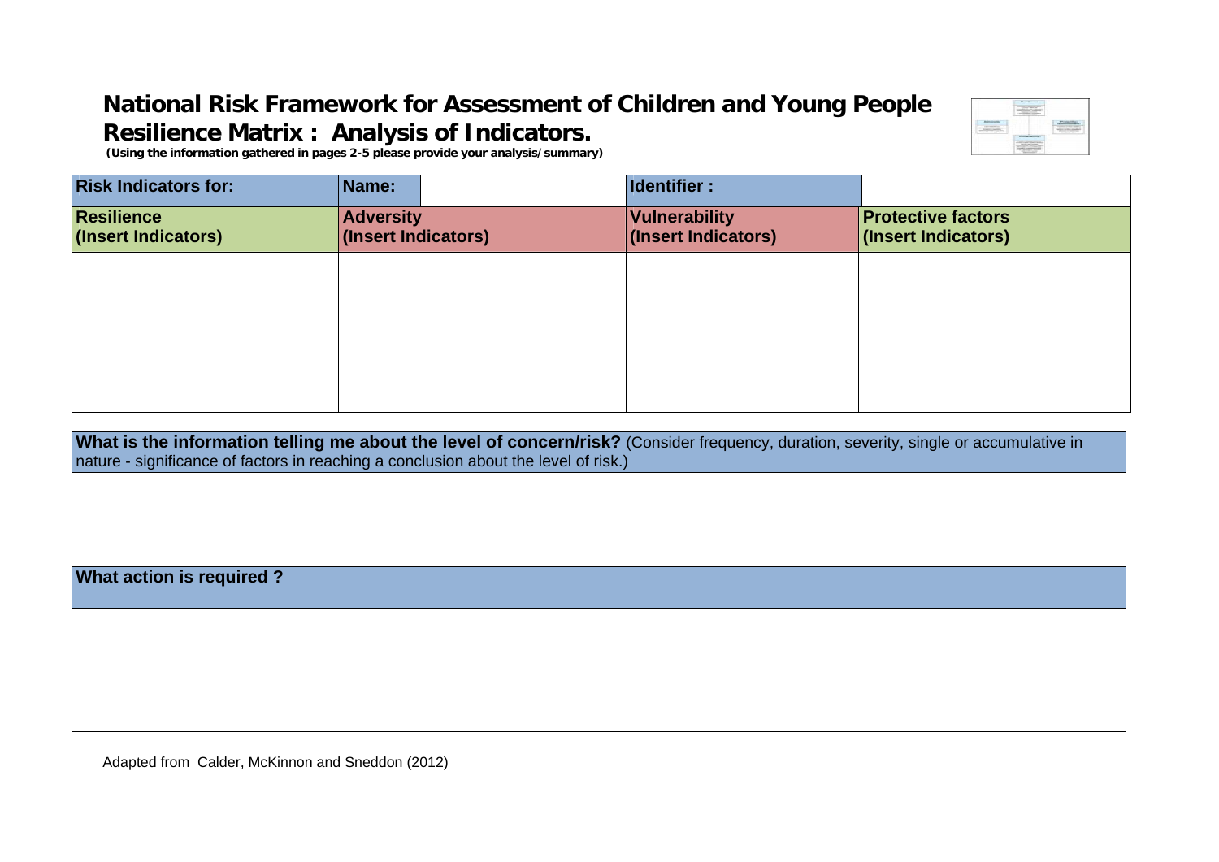# National Risk Framework for Assessment of Children and Young People
# Resilience Matrix : Analysis of Indicators.

**(Using the information gathered in pages 2-5 please provide your analysis/summary)**

| **Risk Indicators for:** | **Name:** | | **Identifier :** | |
|---|---|---|---|---|
| **Resilience (Insert Indicators)** | **Adversity (Insert Indicators)** | | **Vulnerability (Insert Indicators)** | **Protective factors (Insert Indicators)** |
| | | | | |

| **What is the information telling me about the level of concern/risk?** (Consider frequency, duration, severity, single or accumulative in nature - significance of factors in reaching a conclusion about the level of risk.) |
|---|
| |
| **What action is required ?** |
| |

Adapted from Calder, McKinnon and Sneddon (2012)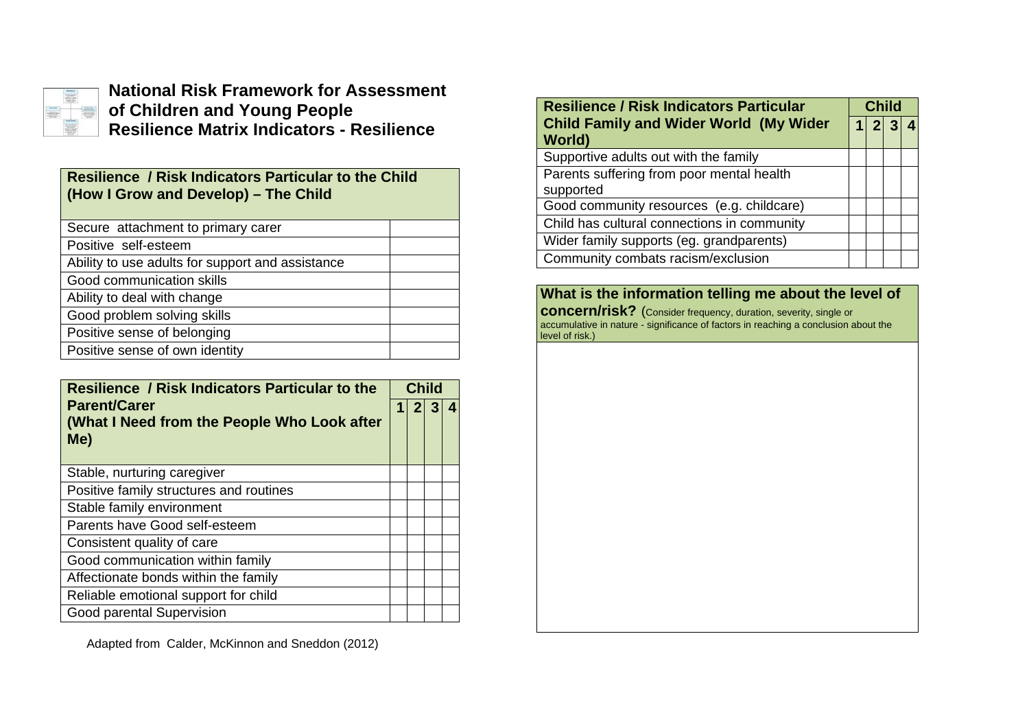# National Risk Framework for Assessment of Children and Young People
## Resilience Matrix Indicators - Resilience

| Resilience / Risk Indicators Particular to the Child (How I Grow and Develop) – The Child | |
|---|---|
| Secure attachment to primary carer | |
| Positive self-esteem | |
| Ability to use adults for support and assistance | |
| Good communication skills | |
| Ability to deal with change | |
| Good problem solving skills | |
| Positive sense of belonging | |
| Positive sense of own identity | |

| Resilience / Risk Indicators Particular to the Parent/Carer (What I Need from the People Who Look after Me) | Child | | | |
|---|---|---|---|---|
| | 1 | 2 | 3 | 4 |
| Stable, nurturing caregiver | | | | |
| Positive family structures and routines | | | | |
| Stable family environment | | | | |
| Parents have Good self-esteem | | | | |
| Consistent quality of care | | | | |
| Good communication within family | | | | |
| Affectionate bonds within the family | | | | |
| Reliable emotional support for child | | | | |
| Good parental Supervision | | | | |

Adapted from Calder, McKinnon and Sneddon (2012)

| Resilience / Risk Indicators Particular Child Family and Wider World (My Wider World) | Child | | | |
|---|---|---|---|---|
| | 1 | 2 | 3 | 4 |
| Supportive adults out with the family | | | | |
| Parents suffering from poor mental health supported | | | | |
| Good community resources (e.g. childcare) | | | | |
| Child has cultural connections in community | | | | |
| Wider family supports (eg. grandparents) | | | | |
| Community combats racism/exclusion | | | | |

| **What is the information telling me about the level of concern/risk?** (Consider frequency, duration, severity, single or accumulative in nature - significance of factors in reaching a conclusion about the level of risk.) |
|---|
| |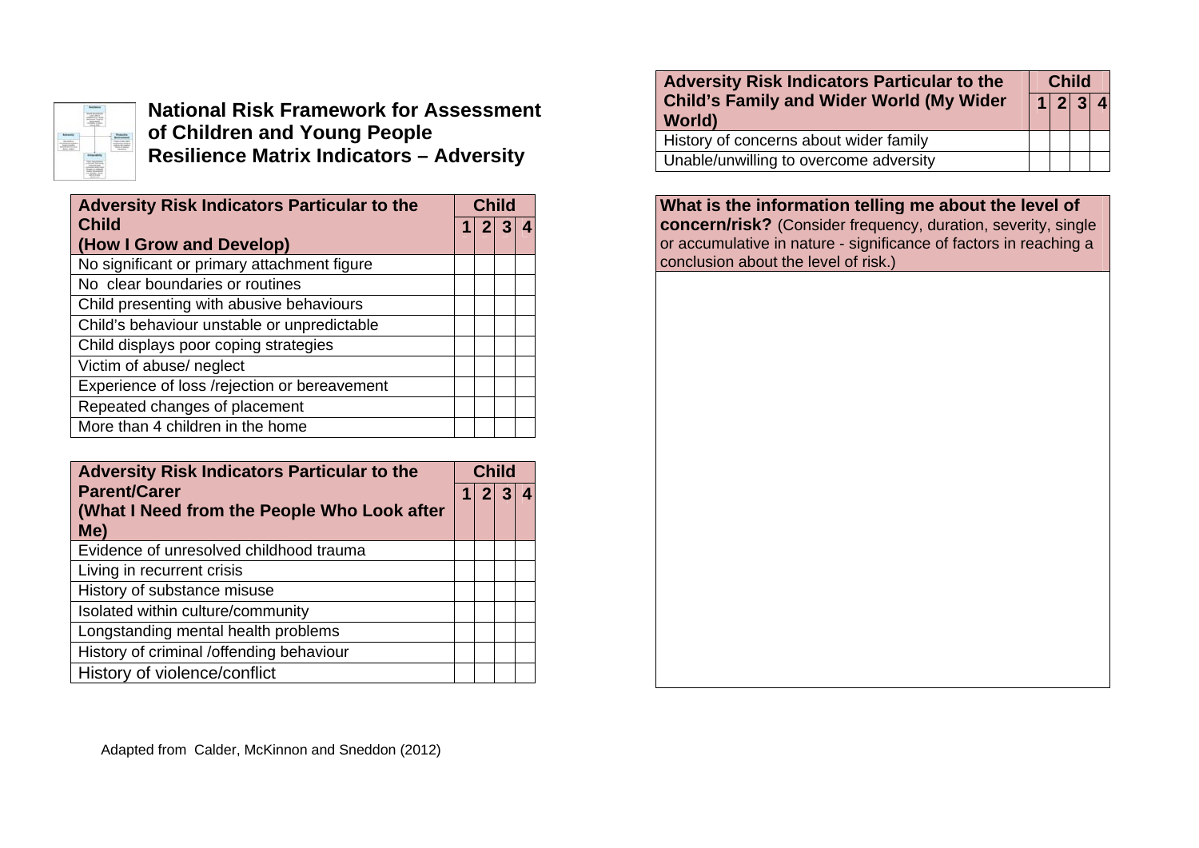# National Risk Framework for Assessment of Children and Young People Resilience Matrix Indicators – Adversity

| Adversity Risk Indicators Particular to the Child (How I Grow and Develop) | Child | | | |
|---|---|---|---|---|
| | 1 | 2 | 3 | 4 |
| No significant or primary attachment figure | | | | |
| No clear boundaries or routines | | | | |
| Child presenting with abusive behaviours | | | | |
| Child's behaviour unstable or unpredictable | | | | |
| Child displays poor coping strategies | | | | |
| Victim of abuse/ neglect | | | | |
| Experience of loss /rejection or bereavement | | | | |
| Repeated changes of placement | | | | |
| More than 4 children in the home | | | | |

| Adversity Risk Indicators Particular to the Parent/Carer (What I Need from the People Who Look after Me) | Child | | | |
|---|---|---|---|---|
| | 1 | 2 | 3 | 4 |
| Evidence of unresolved childhood trauma | | | | |
| Living in recurrent crisis | | | | |
| History of substance misuse | | | | |
| Isolated within culture/community | | | | |
| Longstanding mental health problems | | | | |
| History of criminal /offending behaviour | | | | |
| History of violence/conflict | | | | |

Adapted from Calder, McKinnon and Sneddon (2012)

| Adversity Risk Indicators Particular to the Child's Family and Wider World (My Wider World) | Child | | | |
|---|---|---|---|---|
| | 1 | 2 | 3 | 4 |
| History of concerns about wider family | | | | |
| Unable/unwilling to overcome adversity | | | | |

| **What is the information telling me about the level of concern/risk?** (Consider frequency, duration, severity, single or accumulative in nature - significance of factors in reaching a conclusion about the level of risk.) |
|---|
| |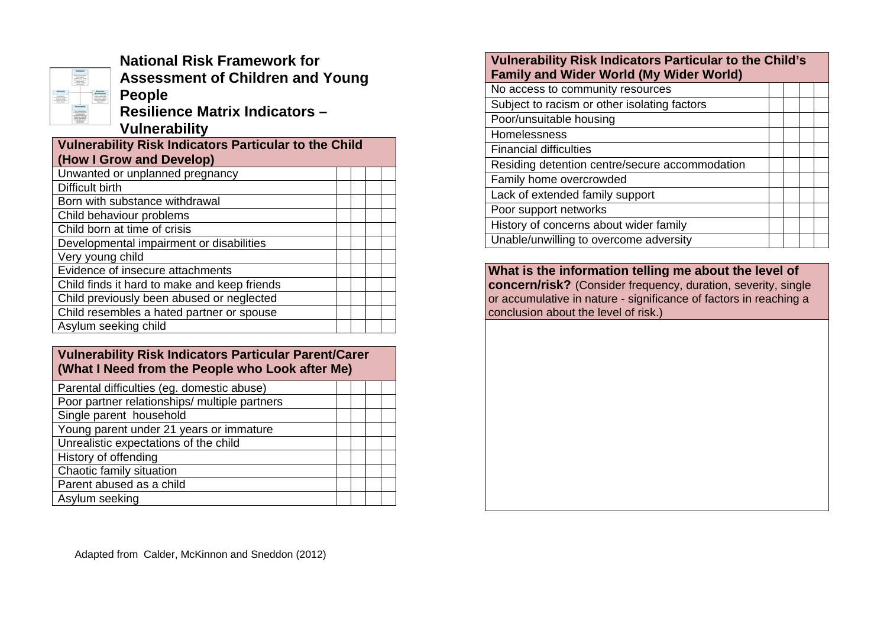# National Risk Framework for Assessment of Children and Young People

## Resilience Matrix Indicators – Vulnerability

| Vulnerability Risk Indicators Particular to the Child (How I Grow and Develop) | | | | |
|---|---|---|---|---|
| Unwanted or unplanned pregnancy | | | | |
| Difficult birth | | | | |
| Born with substance withdrawal | | | | |
| Child behaviour problems | | | | |
| Child born at time of crisis | | | | |
| Developmental impairment or disabilities | | | | |
| Very young child | | | | |
| Evidence of insecure attachments | | | | |
| Child finds it hard to make and keep friends | | | | |
| Child previously been abused or neglected | | | | |
| Child resembles a hated partner or spouse | | | | |
| Asylum seeking child | | | | |

| Vulnerability Risk Indicators Particular Parent/Carer (What I Need from the People who Look after Me) | | | | |
|---|---|---|---|---|
| Parental difficulties (eg. domestic abuse) | | | | |
| Poor partner relationships/ multiple partners | | | | |
| Single parent household | | | | |
| Young parent under 21 years or immature | | | | |
| Unrealistic expectations of the child | | | | |
| History of offending | | | | |
| Chaotic family situation | | | | |
| Parent abused as a child | | | | |
| Asylum seeking | | | | |

Adapted from Calder, McKinnon and Sneddon (2012)

| Vulnerability Risk Indicators Particular to the Child's Family and Wider World (My Wider World) | | | | |
|---|---|---|---|---|
| No access to community resources | | | | |
| Subject to racism or other isolating factors | | | | |
| Poor/unsuitable housing | | | | |
| Homelessness | | | | |
| Financial difficulties | | | | |
| Residing detention centre/secure accommodation | | | | |
| Family home overcrowded | | | | |
| Lack of extended family support | | | | |
| Poor support networks | | | | |
| History of concerns about wider family | | | | |
| Unable/unwilling to overcome adversity | | | | |

**What is the information telling me about the level of concern/risk?** (Consider frequency, duration, severity, single or accumulative in nature - significance of factors in reaching a conclusion about the level of risk.)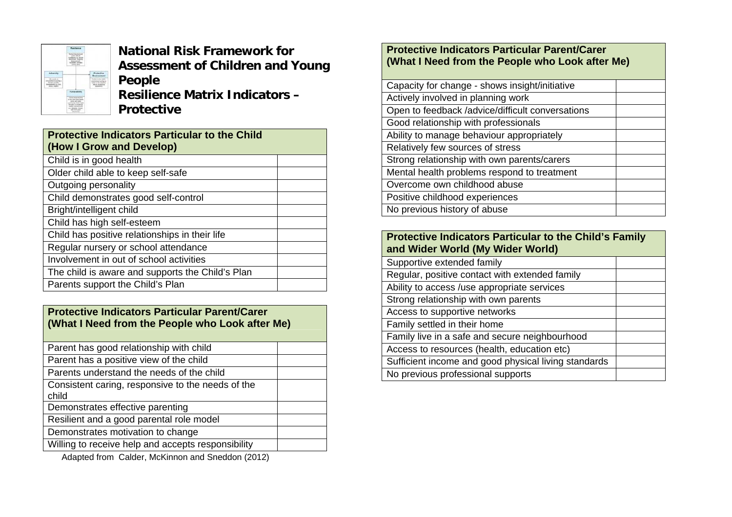# National Risk Framework for Assessment of Children and Young People
## Resilience Matrix Indicators – Protective

| Protective Indicators Particular to the Child (How I Grow and Develop) | |
|---|---|
| Child is in good health | |
| Older child able to keep self-safe | |
| Outgoing personality | |
| Child demonstrates good self-control | |
| Bright/intelligent child | |
| Child has high self-esteem | |
| Child has positive relationships in their life | |
| Regular nursery or school attendance | |
| Involvement in out of school activities | |
| The child is aware and supports the Child's Plan | |
| Parents support the Child's Plan | |

| Protective Indicators Particular Parent/Carer (What I Need from the People who Look after Me) | |
|---|---|
| Parent has good relationship with child | |
| Parent has a positive view of the child | |
| Parents understand the needs of the child | |
| Consistent caring, responsive to the needs of the child | |
| Demonstrates effective parenting | |
| Resilient and a good parental role model | |
| Demonstrates motivation to change | |
| Willing to receive help and accepts responsibility | |
| Capacity for change - shows insight/initiative | |
| Actively involved in planning work | |
| Open to feedback /advice/difficult conversations | |
| Good relationship with professionals | |
| Ability to manage behaviour appropriately | |
| Relatively few sources of stress | |
| Strong relationship with own parents/carers | |
| Mental health problems respond to treatment | |
| Overcome own childhood abuse | |
| Positive childhood experiences | |
| No previous history of abuse | |

Adapted from Calder, McKinnon and Sneddon (2012)

| Protective Indicators Particular to the Child's Family and Wider World (My Wider World) | |
|---|---|
| Supportive extended family | |
| Regular, positive contact with extended family | |
| Ability to access /use appropriate services | |
| Strong relationship with own parents | |
| Access to supportive networks | |
| Family settled in their home | |
| Family live in a safe and secure neighbourhood | |
| Access to resources (health, education etc) | |
| Sufficient income and good physical living standards | |
| No previous professional supports | |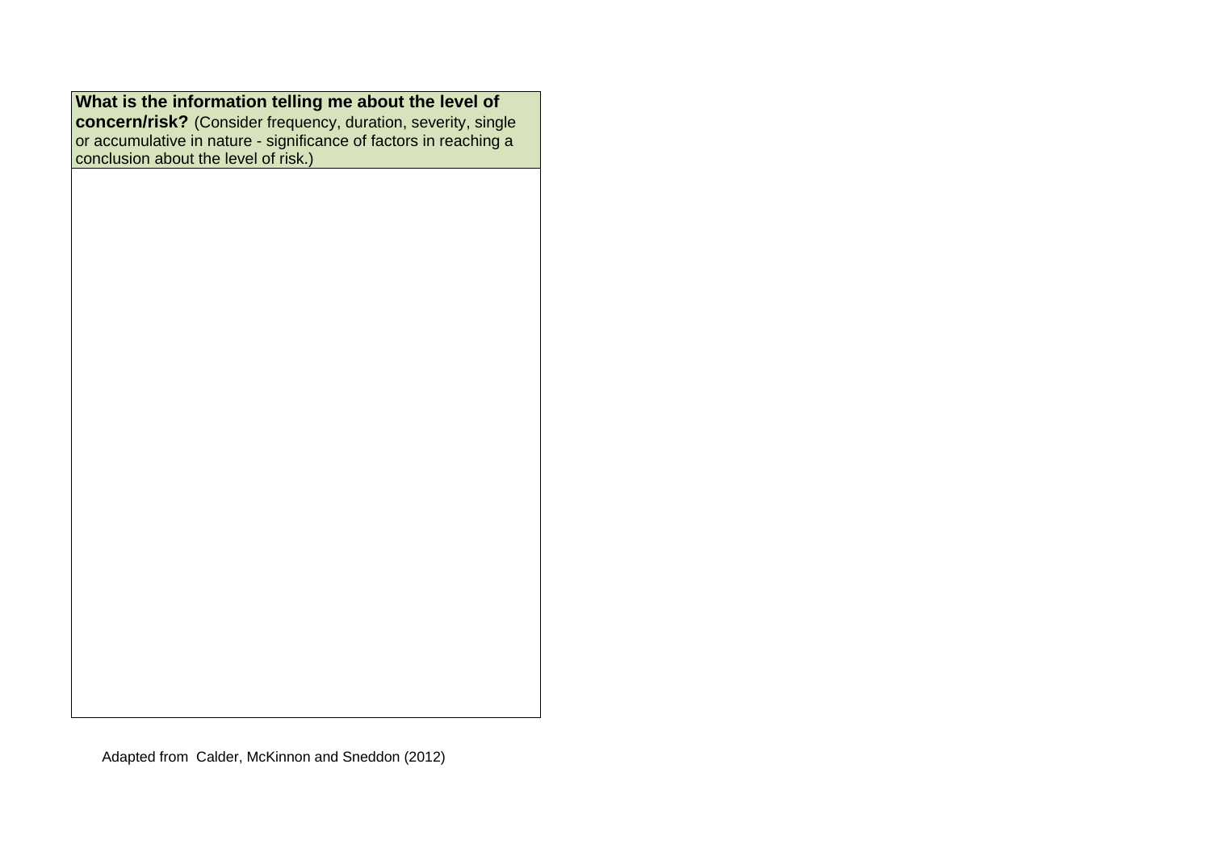| **What is the information telling me about the level of concern/risk?** (Consider frequency, duration, severity, single or accumulative in nature - significance of factors in reaching a conclusion about the level of risk.) |
| --- |
| |

Adapted from Calder, McKinnon and Sneddon (2012)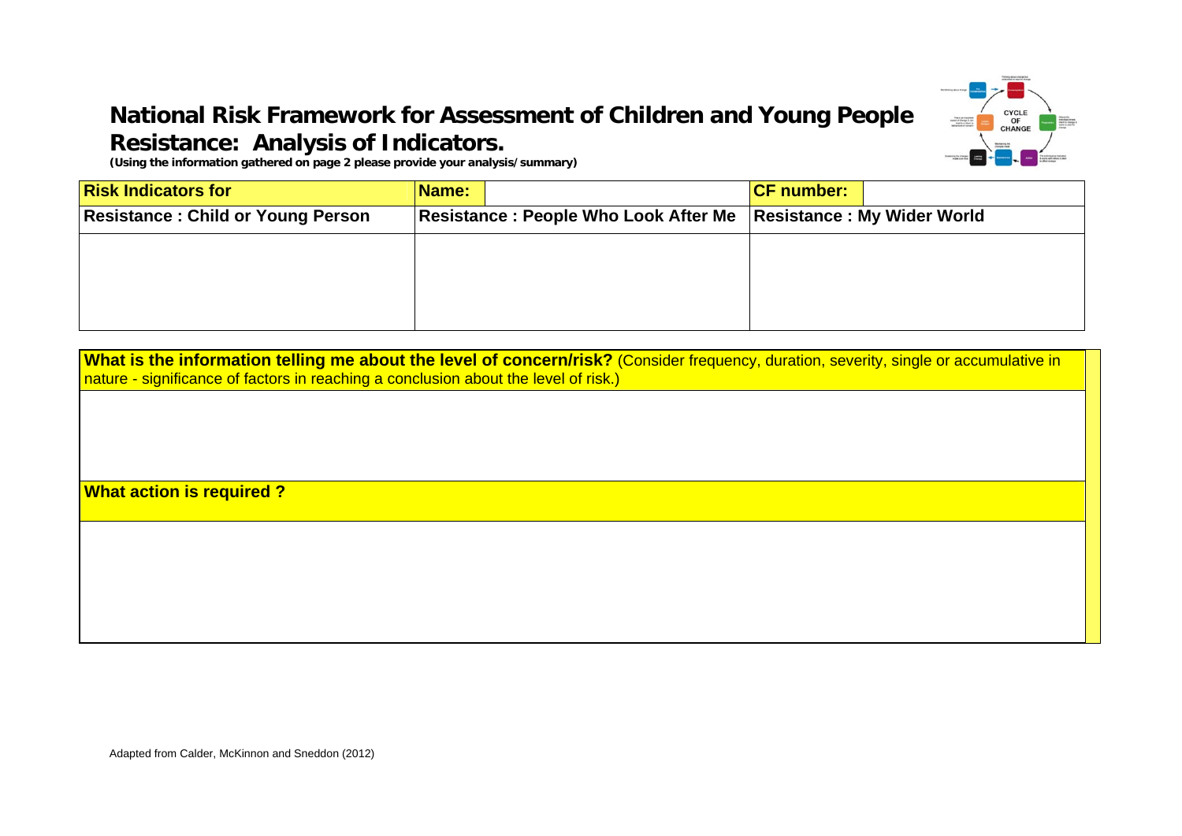# National Risk Framework for Assessment of Children and Young People

## Resistance: Analysis of Indicators.

***(Using the information gathered on page 2 please provide your analysis/summary)***

| **Risk Indicators for** | **Name:** | | **CF number:** | |
|---|---|---|---|---|
| **Resistance : Child or Young Person** | **Resistance : People Who Look After Me** | | **Resistance : My Wider World** | |
| | | | | |

| **What is the information telling me about the level of concern/risk?** (Consider frequency, duration, severity, single or accumulative in nature - significance of factors in reaching a conclusion about the level of risk.) |
|---|
| |
| **What action is required ?** |
| |

Adapted from Calder, McKinnon and Sneddon (2012)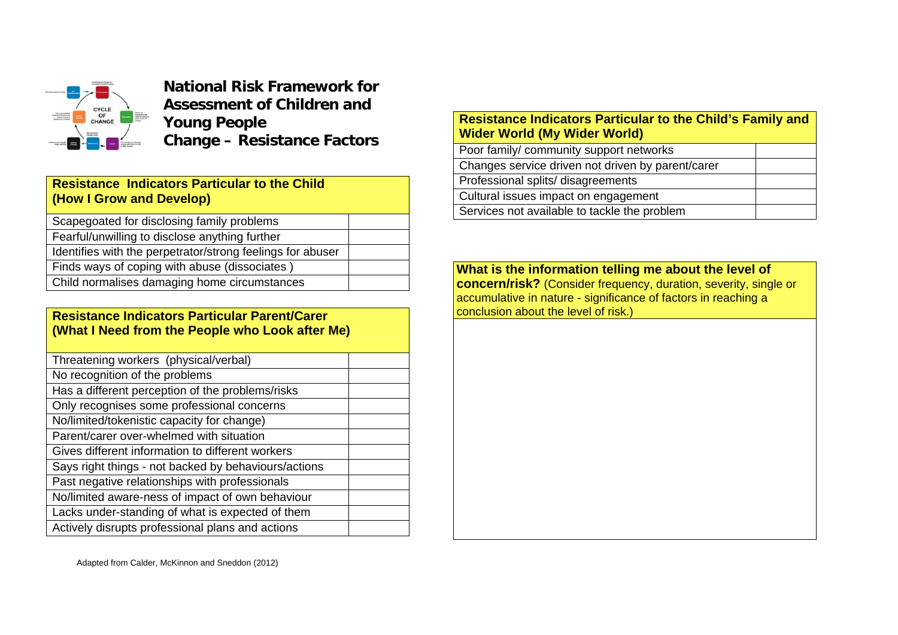# National Risk Framework for Assessment of Children and Young People
# Change – Resistance Factors

| Resistance Indicators Particular to the Child (How I Grow and Develop) | |
|---|---|
| Scapegoated for disclosing family problems | |
| Fearful/unwilling to disclose anything further | |
| Identifies with the perpetrator/strong feelings for abuser | |
| Finds ways of coping with abuse (dissociates ) | |
| Child normalises damaging home circumstances | |

| Resistance Indicators Particular Parent/Carer (What I Need from the People who Look after Me) | |
|---|---|
| Threatening workers (physical/verbal) | |
| No recognition of the problems | |
| Has a different perception of the problems/risks | |
| Only recognises some professional concerns | |
| No/limited/tokenistic capacity for change) | |
| Parent/carer over-whelmed with situation | |
| Gives different information to different workers | |
| Says right things - not backed by behaviours/actions | |
| Past negative relationships with professionals | |
| No/limited aware-ness of impact of own behaviour | |
| Lacks under-standing of what is expected of them | |
| Actively disrupts professional plans and actions | |

Adapted from Calder, McKinnon and Sneddon (2012)

| Resistance Indicators Particular to the Child's Family and Wider World (My Wider World) | |
|---|---|
| Poor family/ community support networks | |
| Changes service driven not driven by parent/carer | |
| Professional splits/ disagreements | |
| Cultural issues impact on engagement | |
| Services not available to tackle the problem | |

| **What is the information telling me about the level of concern/risk?** (Consider frequency, duration, severity, single or accumulative in nature - significance of factors in reaching a conclusion about the level of risk.) |
|---|
| |